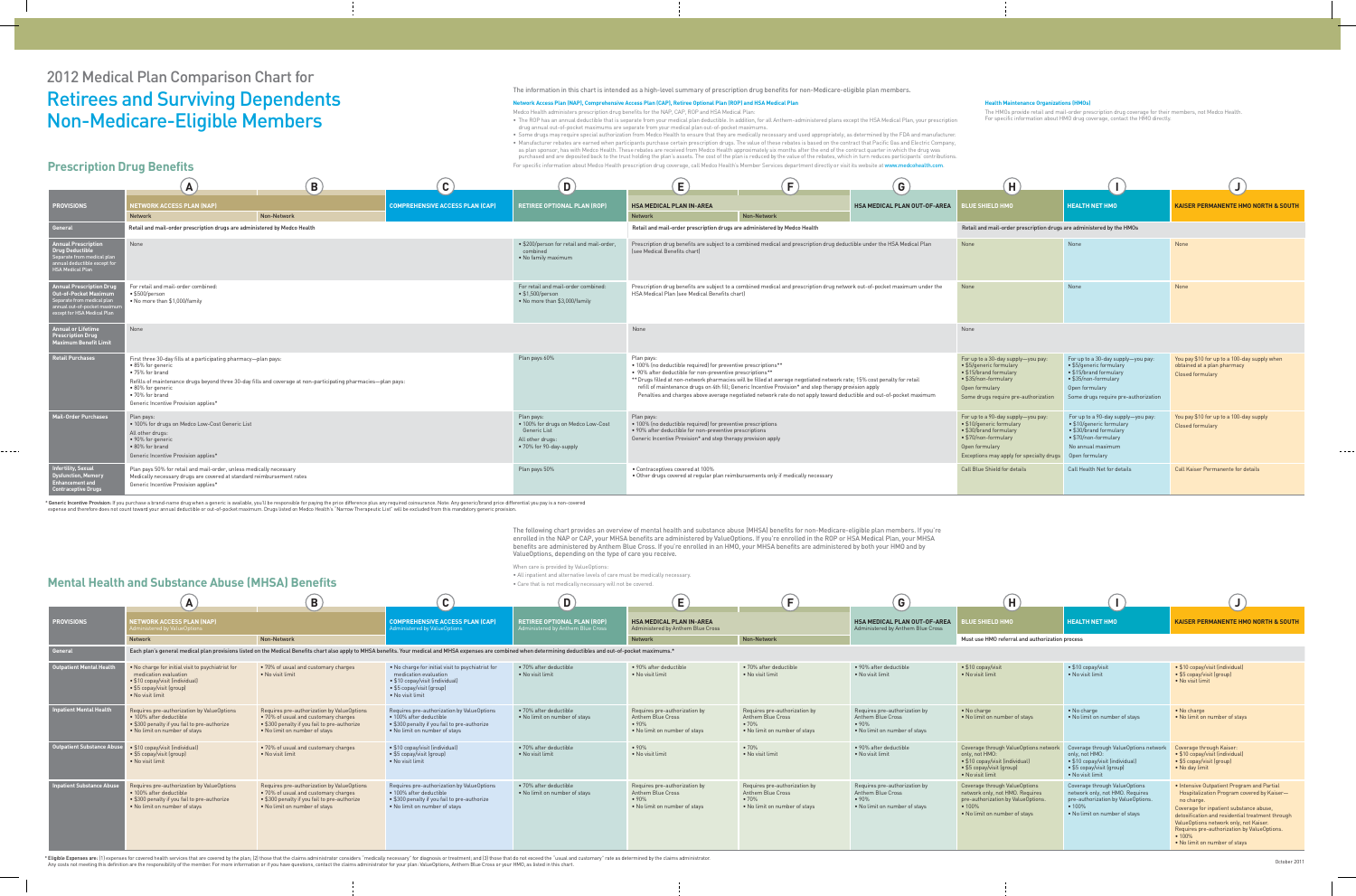# 2012 Medical Plan Comparison Chart for

# Retirees and Surviving Dependents Non-Medicare-Eligible Members

## Prescription Drug Benefits

The information in this chart is intended as a high-level summary of prescription drug benefits for non-Medicare-eligible plan members.

**Network Access Plan (NAP), Comprehensive Access Plan (CAP), Retiree Optional Plan (ROP) and HSA Medical Plan**

Medco Health administers prescription drug benefits for the NAP, CAP, ROP and HSA Medical Plan:

- The ROP has an annual deductible that is separate from your medical plan deductible. In addition, for all Anthem-administered plans except the HSA Medical Plan, your prescription drug annual out-of-pocket maximums are separate from your medical plan out-of-pocket maximums.
- Some drugs may require special authorization from Medco Health to ensure that they are medically necessary and used appropriately, as determined by the FDA and manufacturer.
- Manufacturer rebates are earned when participants purchase certain prescription drugs. The value of these rebates is based on the contract that Pacific Gas and Electric Company, as plan sponsor, has with Medco Health. These rebates are received from Medco Health approximately six months after the end of the contract quarter in which the drug was purchased and are deposited back to the trust holding the plan's assets. The cost of the plan is reduced by the value of the rebates, which in turn reduces participants' contributions.

For specific information about Medco Health prescription drug coverage, call Medco Health's Member Services department directly or visit its website at **www.medcohealth.com**.

**Health Maintenance Organizations (HMOs)**

The HMOs provide retail and mail-order prescription drug coverage for their members, not Medco Health. For specific information about HMO drug coverage, contact the HMO directly.

| | A | B | C | D | E | F | G | H | I | J |
|---|---|---|---|---|---|---|---|---|---|---|
| **PROVISIONS** | **NETWORK ACCESS PLAN (NAP)** | | **COMPREHENSIVE ACCESS PLAN (CAP)** | **RETIREE OPTIONAL PLAN (ROP)** | **HSA MEDICAL PLAN IN-AREA** | | **HSA MEDICAL PLAN OUT-OF-AREA** | **BLUE SHIELD HMO** | **HEALTH NET HMO** | **KAISER PERMANENTE HMO NORTH & SOUTH** |
| | Network | Non-Network | | | Network | Non-Network | | | | |
| **General** | Retail and mail-order prescription drugs are administered by Medco Health | | | | Retail and mail-order prescription drugs are administered by Medco Health | | | Retail and mail-order prescription drugs are administered by the HMOs | | |
| **Annual Prescription Drug Deductible** Separate from medical plan annual deductible except for HSA Medical Plan | None | | | • $200/person for retail and mail-order, combined<br>• No family maximum | Prescription drug benefits are subject to a combined medical and prescription drug deductible under the HSA Medical Plan (see Medical Benefits chart) | | | None | None | None |
| **Annual Prescription Drug Out-of-Pocket Maximum** Separate from medical plan annual out-of-pocket maximum except for HSA Medical Plan | For retail and mail-order combined:<br>• $500/person<br>• No more than $1,000/family | | | For retail and mail-order combined:<br>• $1,500/person<br>• No more than $3,000/family | Prescription drug benefits are subject to a combined medical and prescription drug network out-of-pocket maximum under the HSA Medical Plan (see Medical Benefits chart) | | | None | None | None |
| **Annual or Lifetime Prescription Drug Maximum Benefit Limit** | None | | | | None | | | None | | |
| **Retail Purchases** | First three 30-day fills at a participating pharmacy—plan pays:<br>• 85% for generic<br>• 75% for brand<br>Refills of maintenance drugs beyond three 30-day fills and coverage at non-participating pharmacies—plan pays:<br>• 80% for generic<br>• 70% for brand<br>Generic Incentive Provision applies* | | | Plan pays 60% | Plan pays:<br>• 100% (no deductible required) for preventive prescriptions**<br>• 90% after deductible for non-preventive prescriptions**<br>** Drugs filled at non-network pharmacies will be filled at average negotiated network rate; 15% cost penalty for retail refill of maintenance drugs on 4th fill; Generic Incentive Provision* and step therapy provision apply<br>Penalties and charges above average negotiated network rate do not apply toward deductible and out-of-pocket maximum | | | For up to a 30-day supply—you pay:<br>• $5/generic formulary<br>• $15/brand formulary<br>• $35/non-formulary<br>Open formulary<br>Some drugs require pre-authorization | For up to a 30-day supply—you pay:<br>• $5/generic formulary<br>• $15/brand formulary<br>• $35/non-formulary<br>Open formulary<br>Some drugs require pre-authorization | You pay $10 for up to a 100-day supply when obtained at a plan pharmacy<br>Closed formulary |
| **Mail-Order Purchases** | Plan pays:<br>• 100% for drugs on Medco Low-Cost Generic List<br>All other drugs:<br>• 90% for generic<br>• 80% for brand<br>Generic Incentive Provision applies* | | | Plan pays:<br>• 100% for drugs on Medco Low-Cost Generic List<br>All other drugs:<br>• 70% for 90-day-supply | Plan pays:<br>• 100% (no deductible required) for preventive prescriptions<br>• 90% after deductible for non-preventive prescriptions<br>Generic Incentive Provision* and step therapy provision apply | | | For up to a 90-day supply—you pay:<br>• $10/generic formulary<br>• $30/brand formulary<br>• $70/non-formulary<br>Open formulary<br>Exceptions may apply for specialty drugs | For up to a 90-day supply—you pay:<br>• $10/generic formulary<br>• $30/brand formulary<br>• $70/non-formulary<br>No annual maximum<br>Open formulary | You pay $10 for up to a 100-day supply<br>Closed formulary |
| **Infertility, Sexual Dysfunction, Memory Enhancement and Contraceptive Drugs** | Plan pays 50% for retail and mail-order, unless medically necessary<br>Medically necessary drugs are covered at standard reimbursement rates<br>Generic Incentive Provision applies* | | | Plan pays 50% | • Contraceptives covered at 100%<br>• Other drugs covered at regular plan reimbursements only if medically necessary | | | Call Blue Shield for details | Call Health Net for details | Call Kaiser Permanente for details |

* **Generic Incentive Provision:** If you purchase a brand-name drug when a generic is available, you'll be responsible for paying the price difference plus any required coinsurance. Note: Any generic/brand price differential you pay is a non-covered expense and therefore does not count toward your annual deductible or out-of-pocket maximum. Drugs listed on Medco Health's "Narrow Therapeutic List" will be excluded from this mandatory generic provision.

## Mental Health and Substance Abuse (MHSA) Benefits

The following chart provides an overview of mental health and substance abuse (MHSA) benefits for non-Medicare-eligible plan members. If you're enrolled in the NAP or CAP, your MHSA benefits are administered by ValueOptions. If you're enrolled in the ROP or HSA Medical Plan, your MHSA benefits are administered by Anthem Blue Cross. If you're enrolled in an HMO, your MHSA benefits are administered by both your HMO and by ValueOptions, depending on the type of care you receive.

When care is provided by ValueOptions:

- All inpatient and alternative levels of care must be medically necessary.
- Care that is not medically necessary will not be covered.

| | A | B | C | D | E | F | G | H | I | J |
|---|---|---|---|---|---|---|---|---|---|---|
| **PROVISIONS** | **NETWORK ACCESS PLAN (NAP)** Administered by ValueOptions | | **COMPREHENSIVE ACCESS PLAN (CAP)** Administered by ValueOptions | **RETIREE OPTIONAL PLAN (ROP)** Administered by Anthem Blue Cross | **HSA MEDICAL PLAN IN-AREA** Administered by Anthem Blue Cross | | **HSA MEDICAL PLAN OUT-OF-AREA** Administered by Anthem Blue Cross | **BLUE SHIELD HMO** | **HEALTH NET HMO** | **KAISER PERMANENTE HMO NORTH & SOUTH** |
| | Network | Non-Network | | | Network | Non-Network | | Must use HMO referral and authorization process | | |
| **General** | Each plan's general medical plan provisions listed on the Medical Benefits chart also apply to MHSA benefits. Your medical and MHSA expenses are combined when determining deductibles and out-of-pocket maximums.* | | | | | | | | | |
| **Outpatient Mental Health** | • No charge for initial visit to psychiatrist for medication evaluation<br>• $10 copay/visit (individual)<br>• $5 copay/visit (group)<br>• No visit limit | • 70% of usual and customary charges<br>• No visit limit | • No charge for initial visit to psychiatrist for medication evaluation<br>• $10 copay/visit (individual)<br>• $5 copay/visit (group)<br>• No visit limit | • 70% after deductible<br>• No visit limit | • 90% after deductible<br>• No visit limit | • 70% after deductible<br>• No visit limit | • 90% after deductible<br>• No visit limit | • $10 copay/visit<br>• No visit limit | • $10 copay/visit<br>• No visit limit | • $10 copay/visit (individual)<br>• $5 copay/visit (group)<br>• No visit limit |
| **Inpatient Mental Health** | Requires pre-authorization by ValueOptions<br>• 100% after deductible<br>• $300 penalty if you fail to pre-authorize<br>• No limit on number of stays | Requires pre-authorization by ValueOptions<br>• 70% of usual and customary charges<br>• $300 penalty if you fail to pre-authorize<br>• No limit on number of stays | Requires pre-authorization by ValueOptions<br>• 100% after deductible<br>• $300 penalty if you fail to pre-authorize<br>• No limit on number of stays | • 70% after deductible<br>• No limit on number of stays | Requires pre-authorization by Anthem Blue Cross<br>• 90%<br>• No limit on number of stays | Requires pre-authorization by Anthem Blue Cross<br>• 70%<br>• No limit on number of stays | Requires pre-authorization by Anthem Blue Cross<br>• 90%<br>• No limit on number of stays | • No charge<br>• No limit on number of stays | • No charge<br>• No limit on number of stays | • No charge<br>• No limit on number of stays |
| **Outpatient Substance Abuse** | • $10 copay/visit (individual)<br>• $5 copay/visit (group)<br>• No visit limit | • 70% of usual and customary charges<br>• No visit limit | • $10 copay/visit (individual)<br>• $5 copay/visit (group)<br>• No visit limit | • 70% after deductible<br>• No visit limit | • 90%<br>• No visit limit | • 70%<br>• No visit limit | • 90% after deductible<br>• No visit limit | Coverage through ValueOptions network only, not HMO:<br>• $10 copay/visit (individual)<br>• $5 copay/visit (group)<br>• No visit limit | Coverage through ValueOptions network only, not HMO:<br>• $10 copay/visit (individual)<br>• $5 copay/visit (group)<br>• No visit limit | Coverage through Kaiser:<br>• $10 copay/visit (individual)<br>• $5 copay/visit (group)<br>• No day limit |
| **Inpatient Substance Abuse** | Requires pre-authorization by ValueOptions<br>• 100% after deductible<br>• $300 penalty if you fail to pre-authorize<br>• No limit on number of stays | Requires pre-authorization by ValueOptions<br>• 70% of usual and customary charges<br>• $300 penalty if you fail to pre-authorize<br>• No limit on number of stays | Requires pre-authorization by ValueOptions<br>• 100% after deductible<br>• $300 penalty if you fail to pre-authorize<br>• No limit on number of stays | • 70% after deductible<br>• No limit on number of stays | Requires pre-authorization by Anthem Blue Cross<br>• 90%<br>• No limit on number of stays | Requires pre-authorization by Anthem Blue Cross<br>• 70%<br>• No limit on number of stays | Requires pre-authorization by Anthem Blue Cross<br>• 90%<br>• No limit on number of stays | Coverage through ValueOptions network only, not HMO. Requires pre-authorization by ValueOptions.<br>• 100%<br>• No limit on number of stays | Coverage through ValueOptions network only, not HMO. Requires pre-authorization by ValueOptions.<br>• 100%<br>• No limit on number of stays | • Intensive Outpatient Program and Partial Hospitalization Program covered by Kaiser—no charge.<br>Coverage for inpatient substance abuse, detoxification and residential treatment through ValueOptions network only, not Kaiser. Requires pre-authorization by ValueOptions.<br>• 100%<br>• No limit on number of stays |

* **Eligible Expenses are:** (1) expenses for covered health services that are covered by the plan; (2) those that the claims administrator considers "medically necessary" for diagnosis or treatment; and (3) those that do not exceed the "usual and customary" rate as determined by the claims administrator. Any costs not meeting this definition are the responsibility of the member. For more information or if you have questions, contact the claims administrator for your plan: ValueOptions, Anthem Blue Cross or your HMO, as listed in this chart.

October 2011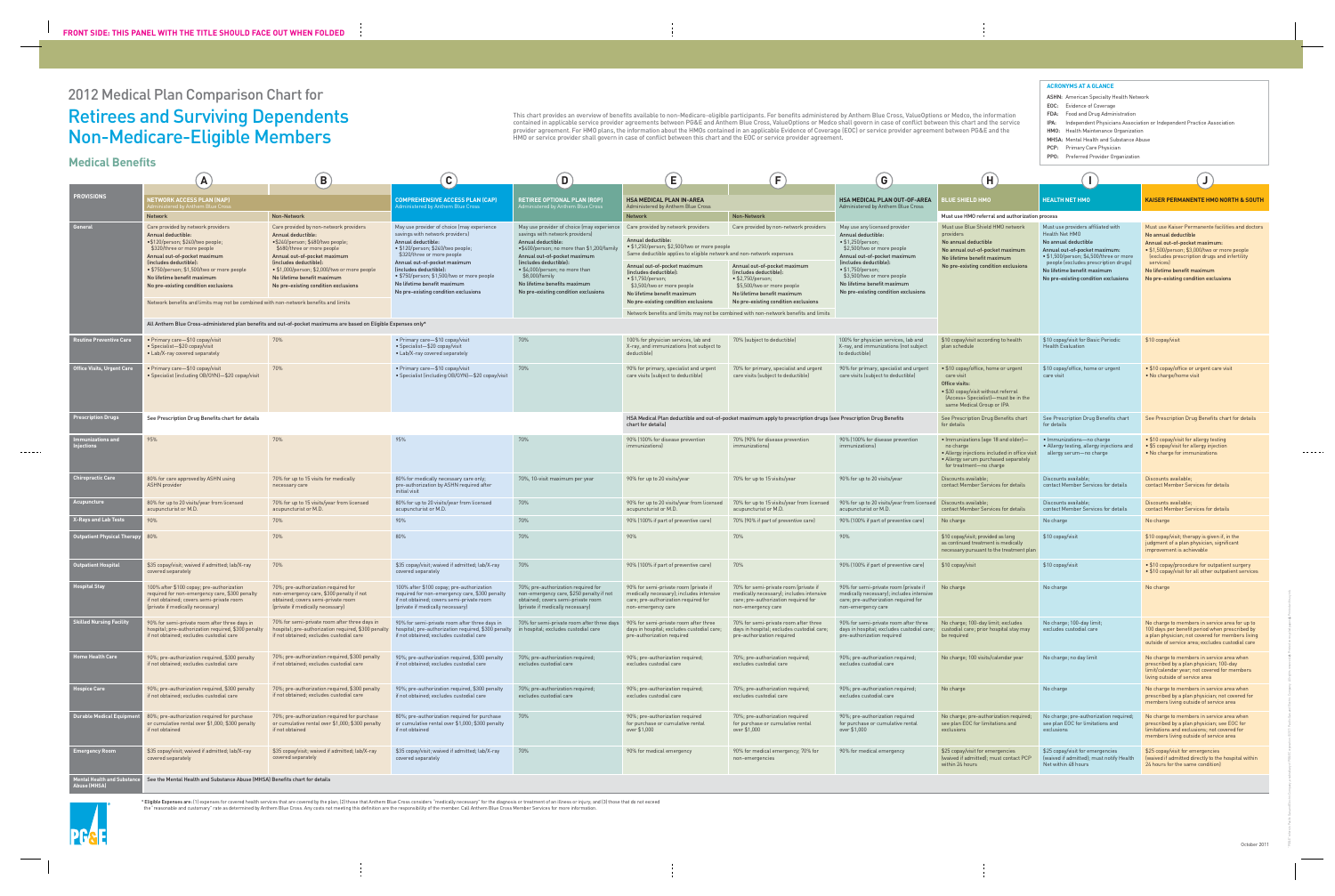FRONT SIDE: THIS PANEL WITH THE TITLE SHOULD FACE OUT WHEN FOLDED

# 2012 Medical Plan Comparison Chart for

# Retirees and Surviving Dependents Non-Medicare-Eligible Members

This chart provides an overview of benefits available to non-Medicare-eligible participants. For benefits administered by Anthem Blue Cross, ValueOptions or Medco, the information contained in applicable service provider agreements between PG&E and Anthem Blue Cross, ValueOptions or Medco shall govern in case of conflict between this chart and the service provider agreement. For HMO plans, the information about the HMOs contained in an applicable Evidence of Coverage (EOC) or service provider agreement between PG&E and the HMO or service provider shall govern in case of conflict between this chart and the EOC or service provider agreement.

**ACRONYMS AT A GLANCE**

- **ASHN:** American Specialty Health Network
- **EOC:** Evidence of Coverage
- **FDA:** Food and Drug Administration
- **IPA:** Independent Physicians Association or Independent Practice Association
- **HMO:** Health Maintenance Organization
- **MHSA:** Mental Health and Substance Abuse
- **PCP:** Primary Care Physician
- **PPO:** Preferred Provider Organization

## Medical Benefits

| PROVISIONS | (A) NETWORK ACCESS PLAN (NAP) Administered by Anthem Blue Cross — Network | (B) NAP — Non-Network | (C) COMPREHENSIVE ACCESS PLAN (CAP) Administered by Anthem Blue Cross | (D) RETIREE OPTIONAL PLAN (ROP) Administered by Anthem Blue Cross | (E) HSA MEDICAL PLAN IN-AREA Administered by Anthem Blue Cross — Network | (F) HSA MEDICAL PLAN IN-AREA — Non-Network | (G) HSA MEDICAL PLAN OUT-OF-AREA Administered by Anthem Blue Cross | (H) BLUE SHIELD HMO | (I) HEALTH NET HMO | (J) KAISER PERMANENTE HMO NORTH & SOUTH |
|---|---|---|---|---|---|---|---|---|---|---|
| General | Care provided by network providers<br>**Annual deductible:**<br>• $120/person; $240/two people; $320/three or more people<br>**Annual out-of-pocket maximum (includes deductible):**<br>• $750/person; $1,500/two or more people<br>**No lifetime benefit maximum**<br>**No pre-existing condition exclusions**<br>Network benefits and limits may not be combined with non-network benefits and limits | Care provided by non-network providers<br>**Annual deductible:**<br>• $240/person; $480/two people; $680/three or more people<br>**Annual out-of-pocket maximum (includes deductible):**<br>• $1,000/person; $2,000/two or more people<br>**No lifetime benefit maximum**<br>**No pre-existing condition exclusions** | May use provider of choice (may experience savings with network providers)<br>**Annual deductible:**<br>• $120/person; $240/two people; $320/three or more people<br>**Annual out-of-pocket maximum (includes deductible):**<br>• $750/person; $1,500/two or more people<br>**No lifetime benefit maximum**<br>**No pre-existing condition exclusions** | May use provider of choice (may experience savings with network providers)<br>**Annual deductible:**<br>• $600/person; no more than $1,200/family<br>**Annual out-of-pocket maximum (includes deductible):**<br>• $4,000/person; no more than $8,000/family<br>**No lifetime benefits maximum**<br>**No pre-existing condition exclusions** | Care provided by network providers<br>**Annual deductible:**<br>• $1,250/person; $2,500/two or more people<br>Same deductible applies to eligible network and non-network expenses<br>**Annual out-of-pocket maximum (includes deductible):**<br>• $1,750/person; $3,500/two or more people<br>**No lifetime benefit maximum**<br>**No pre-existing condition exclusions**<br>Network benefits and limits may not be combined with non-network benefits and limits | Care provided by non-network providers<br>**Annual out-of-pocket maximum (includes deductible):**<br>• $2,750/person; $5,500/two or more people<br>**No lifetime benefit maximum**<br>**No pre-existing condition exclusions** | May use any licensed provider<br>**Annual deductible:**<br>• $1,250/person; $2,500/two or more people<br>**Annual out-of-pocket maximum (includes deductible):**<br>• $1,750/person; $3,500/two or more people<br>**No lifetime benefit maximum**<br>**No pre-existing condition exclusions** | Must use HMO referral and authorization process<br>Must use Blue Shield HMO network providers<br>**No annual deductible**<br>**No annual out-of-pocket maximum**<br>**No lifetime benefit maximum**<br>**No pre-existing condition exclusions** | Must use providers affiliated with Health Net HMO<br>**No annual deductible**<br>**Annual out-of-pocket maximum:**<br>• $1,500/person; $4,500/three or more people (excludes prescription drugs)<br>**No lifetime benefit maximum**<br>**No pre-existing condition exclusions** | Must use Kaiser Permanente facilities and doctors<br>**No annual deductible**<br>**Annual out-of-pocket maximum:**<br>• $1,500/person; $3,000/two or more people (excludes prescription drugs and infertility services)<br>**No lifetime benefit maximum**<br>**No pre-existing condition exclusions** |
| | All Anthem Blue Cross–administered plan benefits and out-of-pocket maximums are based on Eligible Expenses only* | | | | | | | | | |
| Routine Preventive Care | • Primary care—$10 copay/visit<br>• Specialist—$20 copay/visit<br>• Lab/X-ray covered separately | 70% | • Primary care—$10 copay/visit<br>• Specialist—$20 copay/visit<br>• Lab/X-ray covered separately | 70% | 100% for physician services, lab and X-ray, and immunizations (not subject to deductible) | 70% (subject to deductible) | 100% for physician services, lab and X-ray, and immunizations (not subject to deductible) | $10 copay/visit according to health plan schedule | $10 copay/visit for Basic Periodic Health Evaluation | $10 copay/visit |
| Office Visits, Urgent Care | • Primary care—$10 copay/visit<br>• Specialist (including OB/GYN)—$20 copay/visit | 70% | • Primary care—$10 copay/visit<br>• Specialist (including OB/GYN)—$20 copay/visit | 70% | 90% for primary, specialist and urgent care visits (subject to deductible) | 70% for primary, specialist and urgent care visits (subject to deductible) | 90% for primary, specialist and urgent care visits (subject to deductible) | • $10 copay/office, home or urgent care visit<br>**Office visits:**<br>• $30 copay/visit without referral (Access+ Specialist)—must be in the same Medical Group or IPA | $10 copay/office, home or urgent care visit | • $10 copay/office or urgent care visit<br>• No charge/home visit |
| Prescription Drugs | See Prescription Drug Benefits chart for details | | | | HSA Medical Plan deductible and out-of-pocket maximum apply to prescription drugs (see Prescription Drug Benefits chart for details) | | | See Prescription Drug Benefits chart for details | See Prescription Drug Benefits chart for details | See Prescription Drug Benefits chart for details |
| Immunizations and Injections | 95% | 70% | 95% | 70% | 90% (100% for disease prevention immunizations) | 70% (90% for disease prevention immunizations) | 90% (100% for disease prevention immunizations) | • Immunizations (age 18 and older)—no charge<br>• Allergy injections included in office visit<br>• Allergy serum purchased separately for treatment—no charge | • Immunizations—no charge<br>• Allergy testing, allergy injections and allergy serum—no charge | • $10 copay/visit for allergy testing<br>• $5 copay/visit for allergy injection<br>• No charge for immunizations |
| Chiropractic Care | 80% for care approved by ASHN using ASHN provider | 70% for up to 15 visits for medically necessary care | 80% for medically necessary care only; pre-authorization by ASHN required after initial visit | 70%, 10-visit maximum per year | 90% for up to 20 visits/year | 70% for up to 15 visits/year | 90% for up to 20 visits/year | Discounts available; contact Member Services for details | Discounts available; contact Member Services for details | Discounts available; contact Member Services for details |
| Acupuncture | 80% for up to 20 visits/year from licensed acupuncturist or M.D. | 70% for up to 15 visits/year from licensed acupuncturist or M.D. | 80% for up to 20 visits/year from licensed acupuncturist or M.D. | 70% | 90% for up to 20 visits/year from licensed acupuncturist or M.D. | 70% for up to 15 visits/year from licensed acupuncturist or M.D. | 90% for up to 20 visits/year from licensed acupuncturist or M.D. | Discounts available; contact Member Services for details | Discounts available; contact Member Services for details | Discounts available; contact Member Services for details |
| X-Rays and Lab Tests | 90% | 70% | 90% | 70% | 90% (100% if part of preventive care) | 70% (90% if part of preventive care) | 90% (100% if part of preventive care) | No charge | No charge | No charge |
| Outpatient Physical Therapy | 80% | 70% | 80% | 70% | 90% | 70% | 90% | $10 copay/visit; provided as long as continued treatment is medically necessary pursuant to the treatment plan | $10 copay/visit | $10 copay/visit; therapy is given if, in the judgment of a plan physician, significant improvement is achievable |
| Outpatient Hospital | $35 copay/visit; waived if admitted; lab/X-ray covered separately | 70% | $35 copay/visit; waived if admitted; lab/X-ray covered separately | 70% | 90% (100% if part of preventive care) | 70% | 90% (100% if part of preventive care) | $10 copay/visit | $10 copay/visit | • $10 copay/procedure for outpatient surgery<br>• $10 copay/visit for all other outpatient services |
| Hospital Stay | 100% after $100 copay; pre-authorization required for non-emergency care, $300 penalty if not obtained; covers semi-private room (private if medically necessary) | 70%; pre-authorization required for non-emergency care, $300 penalty if not obtained; covers semi-private room (private if medically necessary) | 100% after $100 copay; pre-authorization required for non-emergency care, $300 penalty if not obtained; covers semi-private room (private if medically necessary) | 70%; pre-authorization required for non-emergency care, $250 penalty if not obtained; covers semi-private room (private if medically necessary) | 90% for semi-private room (private if medically necessary); includes intensive care; pre-authorization required for non-emergency care | 70% for semi-private room (private if medically necessary); includes intensive care; pre-authorization required for non-emergency care | 90% for semi-private room (private if medically necessary); includes intensive care; pre-authorization required for non-emergency care | No charge | No charge | No charge |
| Skilled Nursing Facility | 90% for semi-private room after three days in hospital; pre-authorization required, $300 penalty if not obtained; excludes custodial care | 70% for semi-private room after three days in hospital; pre-authorization required, $300 penalty if not obtained; excludes custodial care | 90% for semi-private room after three days in hospital; pre-authorization required, $300 penalty if not obtained; excludes custodial care | 70% for semi-private room after three days in hospital; excludes custodial care | 90% for semi-private room after three days in hospital; excludes custodial care; pre-authorization required | 70% for semi-private room after three days in hospital; excludes custodial care; pre-authorization required | 90% for semi-private room after three days in hospital; excludes custodial care; pre-authorization required | No charge; 100-day limit; excludes custodial care; prior hospital stay may be required | No charge; 100-day limit; excludes custodial care | No charge to members in service area for up to 100 days per benefit period when prescribed by a plan physician; not covered for members living outside of service area; excludes custodial care |
| Home Health Care | 90%; pre-authorization required, $300 penalty if not obtained; excludes custodial care | 70%; pre-authorization required, $300 penalty if not obtained; excludes custodial care | 90%; pre-authorization required, $300 penalty if not obtained; excludes custodial care | 70%; pre-authorization required; excludes custodial care | 90%; pre-authorization required; excludes custodial care | 70%; pre-authorization required; excludes custodial care | 90%; pre-authorization required; excludes custodial care | No charge; 100 visits/calendar year | No charge; no day limit | No charge to members in service area when prescribed by a plan physician; 100-day limit/calendar year; not covered for members living outside of service area |
| Hospice Care | 90%; pre-authorization required, $300 penalty if not obtained; excludes custodial care | 70%; pre-authorization required, $300 penalty if not obtained; excludes custodial care | 90%; pre-authorization required, $300 penalty if not obtained; excludes custodial care | 70%; pre-authorization required; excludes custodial care | 90%; pre-authorization required; excludes custodial care | 70%; pre-authorization required; excludes custodial care | 90%; pre-authorization required; excludes custodial care | No charge | No charge | No charge to members in service area when prescribed by a plan physician; not covered for members living outside of service area |
| Durable Medical Equipment | 80%; pre-authorization required for purchase or cumulative rental over $1,000; $300 penalty if not obtained | 70%; pre-authorization required for purchase or cumulative rental over $1,000; $300 penalty if not obtained | 80%; pre-authorization required for purchase or cumulative rental over $1,000; $300 penalty if not obtained | 70% | 90%; pre-authorization required for purchase or cumulative rental over $1,000 | 70%; pre-authorization required for purchase or cumulative rental over $1,000 | 90%; pre-authorization required for purchase or cumulative rental over $1,000 | No charge; pre-authorization required; see plan EOC for limitations and exclusions | No charge; pre-authorization required; see plan EOC for limitations and exclusions | No charge to members in service area when prescribed by a plan physician; see EOC for limitations and exclusions; not covered for members living outside of service area |
| Emergency Room | $35 copay/visit; waived if admitted; lab/X-ray covered separately | $35 copay/visit; waived if admitted; lab/X-ray covered separately | $35 copay/visit; waived if admitted; lab/X-ray covered separately | 70% | 90% for medical emergency | 90% for medical emergency; 70% for non-emergencies | 90% for medical emergency | $25 copay/visit for emergencies (waived if admitted); must contact PCP within 24 hours | $25 copay/visit for emergencies (waived if admitted); must notify Health Net within 48 hours | $25 copay/visit for emergencies (waived if admitted directly to the hospital within 24 hours for the same condition) |
| Mental Health and Substance Abuse (MHSA) | See the Mental Health and Substance Abuse (MHSA) Benefits chart for details | | | | | | | | | |

* **Eligible Expenses** are: (1) expenses for covered health services that are covered by the plan; (2) those that Anthem Blue Cross considers "medically necessary" for the diagnosis or treatment of an illness or injury; and (3) those that do not exceed the "reasonable and customary" rate as determined by Anthem Blue Cross. Any costs not meeting this definition are the responsibility of the member. Call Anthem Blue Cross Member Services for more information.

October 2011